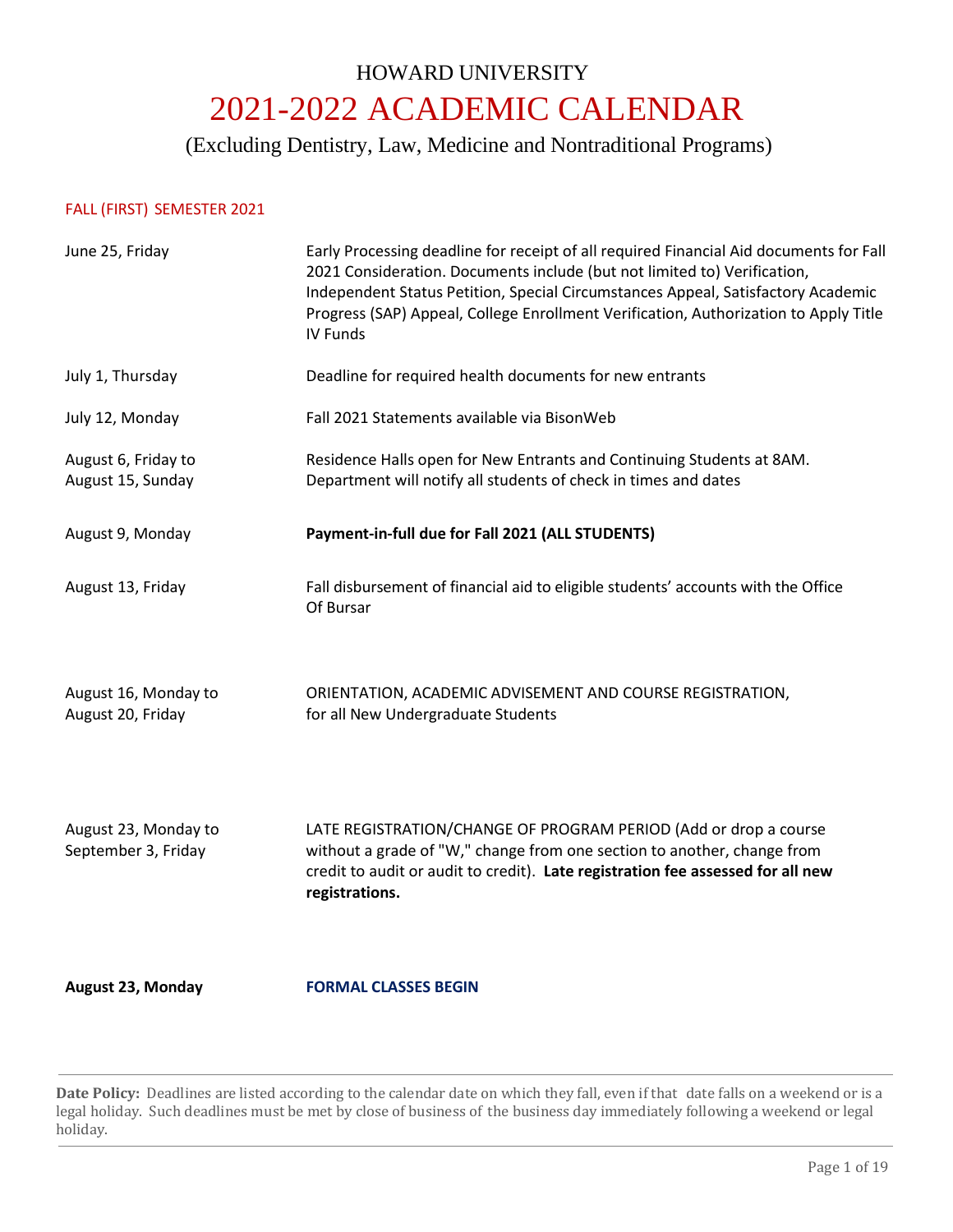# HOWARD UNIVERSITY

# 2021-2022 ACADEMIC CALENDAR

## (Excluding Dentistry, Law, Medicine and Nontraditional Programs)

### FALL (FIRST) SEMESTER 2021

| Date | Event |
|---|---|
| June 25, Friday | Early Processing deadline for receipt of all required Financial Aid documents for Fall 2021 Consideration. Documents include (but not limited to) Verification, Independent Status Petition, Special Circumstances Appeal, Satisfactory Academic Progress (SAP) Appeal, College Enrollment Verification, Authorization to Apply Title IV Funds |
| July 1, Thursday | Deadline for required health documents for new entrants |
| July 12, Monday | Fall 2021 Statements available via BisonWeb |
| August 6, Friday to August 15, Sunday | Residence Halls open for New Entrants and Continuing Students at 8AM. Department will notify all students of check in times and dates |
| August 9, Monday | **Payment-in-full due for Fall 2021 (ALL STUDENTS)** |
| August 13, Friday | Fall disbursement of financial aid to eligible students' accounts with the Office Of Bursar |
| August 16, Monday to August 20, Friday | ORIENTATION, ACADEMIC ADVISEMENT AND COURSE REGISTRATION, for all New Undergraduate Students |
| August 23, Monday to September 3, Friday | LATE REGISTRATION/CHANGE OF PROGRAM PERIOD (Add or drop a course without a grade of "W," change from one section to another, change from credit to audit or audit to credit). **Late registration fee assessed for all new registrations.** |
| **August 23, Monday** | **FORMAL CLASSES BEGIN** |

**Date Policy:** Deadlines are listed according to the calendar date on which they fall, even if that date falls on a weekend or is a legal holiday. Such deadlines must be met by close of business of the business day immediately following a weekend or legal holiday.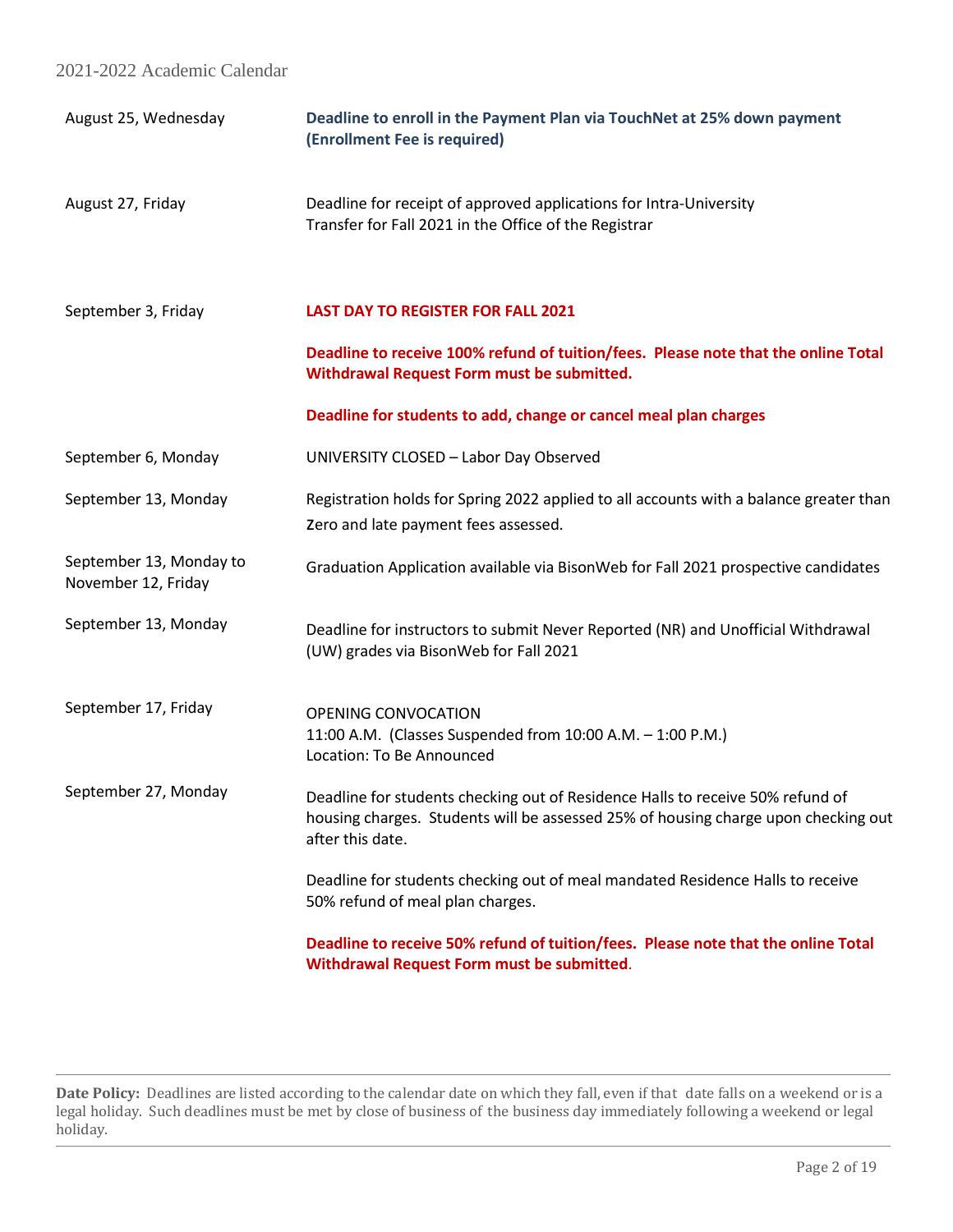| Date | Event |
|---|---|
| August 25, Wednesday | **Deadline to enroll in the Payment Plan via TouchNet at 25% down payment (Enrollment Fee is required)** |
| August 27, Friday | Deadline for receipt of approved applications for Intra-University Transfer for Fall 2021 in the Office of the Registrar |
| September 3, Friday | **LAST DAY TO REGISTER FOR FALL 2021**<br><br>**Deadline to receive 100% refund of tuition/fees. Please note that the online Total Withdrawal Request Form must be submitted.**<br><br>**Deadline for students to add, change or cancel meal plan charges** |
| September 6, Monday | UNIVERSITY CLOSED – Labor Day Observed |
| September 13, Monday | Registration holds for Spring 2022 applied to all accounts with a balance greater than Zero and late payment fees assessed. |
| September 13, Monday to November 12, Friday | Graduation Application available via BisonWeb for Fall 2021 prospective candidates |
| September 13, Monday | Deadline for instructors to submit Never Reported (NR) and Unofficial Withdrawal (UW) grades via BisonWeb for Fall 2021 |
| September 17, Friday | OPENING CONVOCATION<br>11:00 A.M. (Classes Suspended from 10:00 A.M. – 1:00 P.M.)<br>Location: To Be Announced |
| September 27, Monday | Deadline for students checking out of Residence Halls to receive 50% refund of housing charges. Students will be assessed 25% of housing charge upon checking out after this date.<br><br>Deadline for students checking out of meal mandated Residence Halls to receive 50% refund of meal plan charges.<br><br>**Deadline to receive 50% refund of tuition/fees. Please note that the online Total Withdrawal Request Form must be submitted**. |

**Date Policy:** Deadlines are listed according to the calendar date on which they fall, even if that date falls on a weekend or is a legal holiday. Such deadlines must be met by close of business of the business day immediately following a weekend or legal holiday.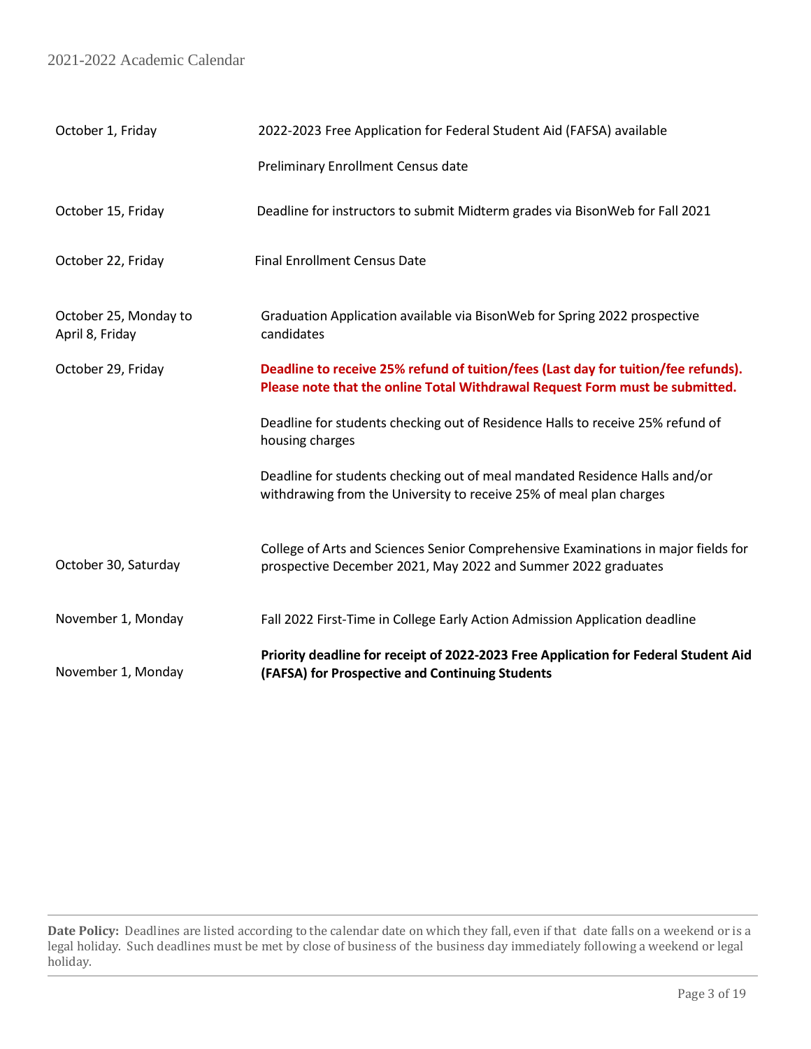| Date | Event |
| --- | --- |
| October 1, Friday | 2022-2023 Free Application for Federal Student Aid (FAFSA) available |
| | Preliminary Enrollment Census date |
| October 15, Friday | Deadline for instructors to submit Midterm grades via BisonWeb for Fall 2021 |
| October 22, Friday | Final Enrollment Census Date |
| October 25, Monday to April 8, Friday | Graduation Application available via BisonWeb for Spring 2022 prospective candidates |
| October 29, Friday | **Deadline to receive 25% refund of tuition/fees (Last day for tuition/fee refunds). Please note that the online Total Withdrawal Request Form must be submitted.** |
| | Deadline for students checking out of Residence Halls to receive 25% refund of housing charges |
| | Deadline for students checking out of meal mandated Residence Halls and/or withdrawing from the University to receive 25% of meal plan charges |
| October 30, Saturday | College of Arts and Sciences Senior Comprehensive Examinations in major fields for prospective December 2021, May 2022 and Summer 2022 graduates |
| November 1, Monday | Fall 2022 First-Time in College Early Action Admission Application deadline |
| November 1, Monday | **Priority deadline for receipt of 2022-2023 Free Application for Federal Student Aid (FAFSA) for Prospective and Continuing Students** |

**Date Policy:** Deadlines are listed according to the calendar date on which they fall, even if that date falls on a weekend or is a legal holiday. Such deadlines must be met by close of business of the business day immediately following a weekend or legal holiday.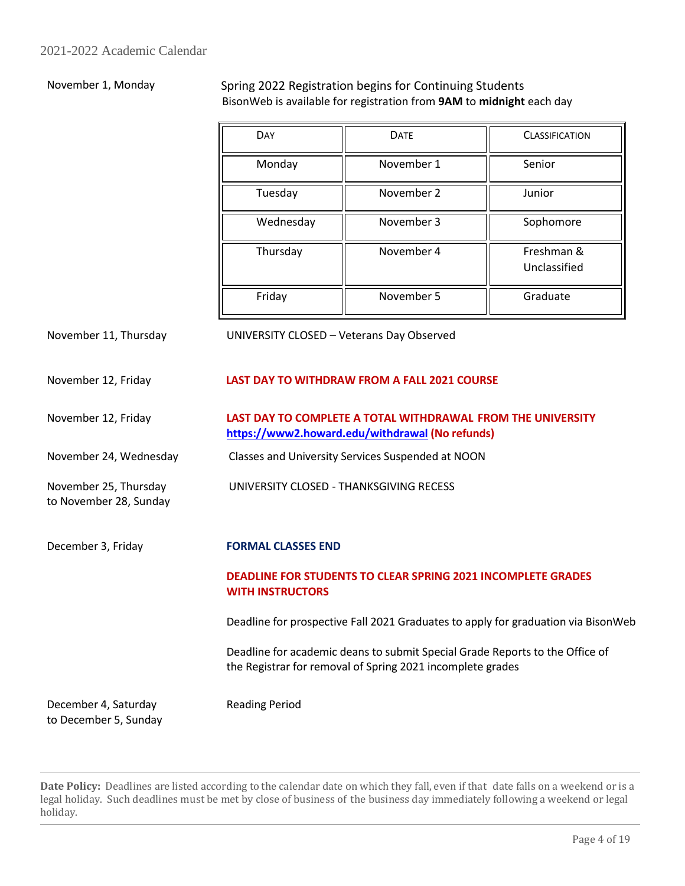November 1, Monday — Spring 2022 Registration begins for Continuing Students
BisonWeb is available for registration from **9AM** to **midnight** each day

| DAY | DATE | CLASSIFICATION |
|---|---|---|
| Monday | November 1 | Senior |
| Tuesday | November 2 | Junior |
| Wednesday | November 3 | Sophomore |
| Thursday | November 4 | Freshman & Unclassified |
| Friday | November 5 | Graduate |

November 11, Thursday — UNIVERSITY CLOSED – Veterans Day Observed

November 12, Friday — **LAST DAY TO WITHDRAW FROM A FALL 2021 COURSE**

November 12, Friday — **LAST DAY TO COMPLETE A TOTAL WITHDRAWAL FROM THE UNIVERSITY** **https://www2.howard.edu/withdrawal (No refunds)**

November 24, Wednesday — Classes and University Services Suspended at NOON

November 25, Thursday to November 28, Sunday — UNIVERSITY CLOSED - THANKSGIVING RECESS

December 3, Friday — **FORMAL CLASSES END**

**DEADLINE FOR STUDENTS TO CLEAR SPRING 2021 INCOMPLETE GRADES WITH INSTRUCTORS**

Deadline for prospective Fall 2021 Graduates to apply for graduation via BisonWeb

Deadline for academic deans to submit Special Grade Reports to the Office of the Registrar for removal of Spring 2021 incomplete grades

December 4, Saturday to December 5, Sunday — Reading Period

**Date Policy:** Deadlines are listed according to the calendar date on which they fall, even if that date falls on a weekend or is a legal holiday. Such deadlines must be met by close of business of the business day immediately following a weekend or legal holiday.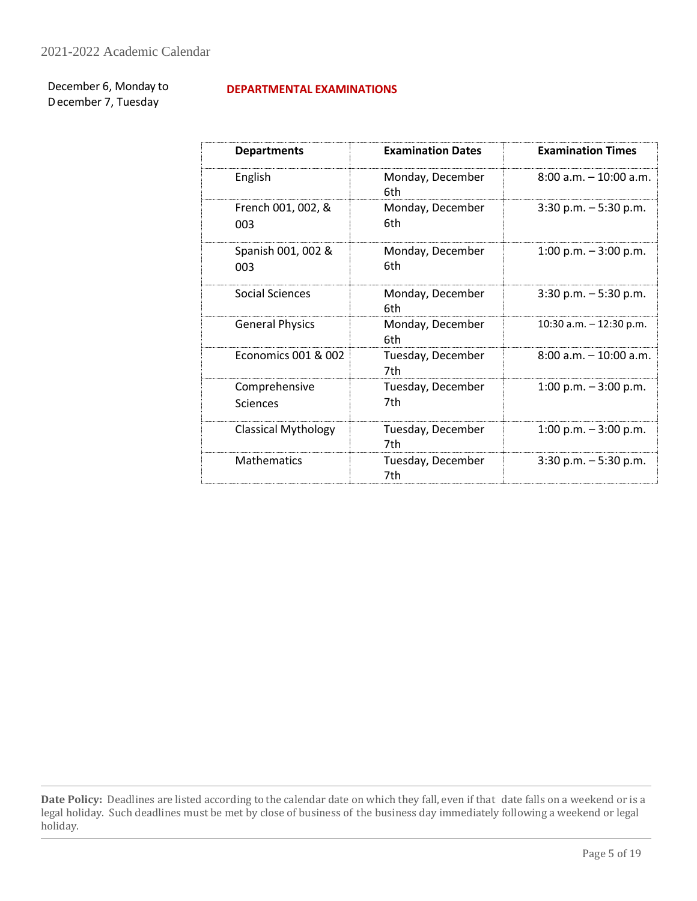December 6, Monday to December 7, Tuesday

**DEPARTMENTAL EXAMINATIONS**

| Departments | Examination Dates | Examination Times |
|---|---|---|
| English | Monday, December 6th | 8:00 a.m. – 10:00 a.m. |
| French 001, 002, & 003 | Monday, December 6th | 3:30 p.m. – 5:30 p.m. |
| Spanish 001, 002 & 003 | Monday, December 6th | 1:00 p.m. – 3:00 p.m. |
| Social Sciences | Monday, December 6th | 3:30 p.m. – 5:30 p.m. |
| General Physics | Monday, December 6th | 10:30 a.m. – 12:30 p.m. |
| Economics 001 & 002 | Tuesday, December 7th | 8:00 a.m. – 10:00 a.m. |
| Comprehensive Sciences | Tuesday, December 7th | 1:00 p.m. – 3:00 p.m. |
| Classical Mythology | Tuesday, December 7th | 1:00 p.m. – 3:00 p.m. |
| Mathematics | Tuesday, December 7th | 3:30 p.m. – 5:30 p.m. |

**Date Policy:** Deadlines are listed according to the calendar date on which they fall, even if that date falls on a weekend or is a legal holiday. Such deadlines must be met by close of business of the business day immediately following a weekend or legal holiday.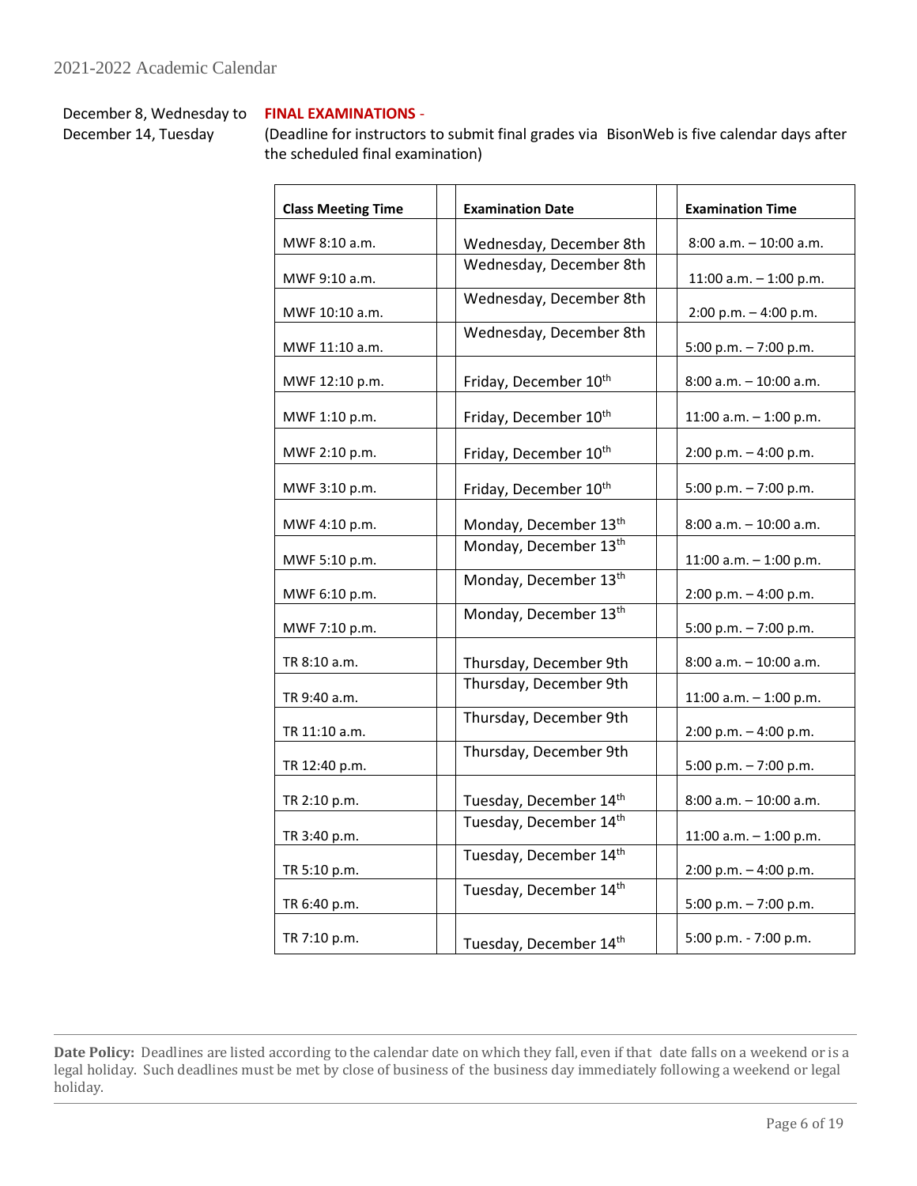December 8, Wednesday to December 14, Tuesday

**FINAL EXAMINATIONS** -
(Deadline for instructors to submit final grades via BisonWeb is five calendar days after the scheduled final examination)

| Class Meeting Time | Examination Date | Examination Time |
|---|---|---|
| MWF 8:10 a.m. | Wednesday, December 8th | 8:00 a.m. – 10:00 a.m. |
| MWF 9:10 a.m. | Wednesday, December 8th | 11:00 a.m. – 1:00 p.m. |
| MWF 10:10 a.m. | Wednesday, December 8th | 2:00 p.m. – 4:00 p.m. |
| MWF 11:10 a.m. | Wednesday, December 8th | 5:00 p.m. – 7:00 p.m. |
| MWF 12:10 p.m. | Friday, December 10th | 8:00 a.m. – 10:00 a.m. |
| MWF 1:10 p.m. | Friday, December 10th | 11:00 a.m. – 1:00 p.m. |
| MWF 2:10 p.m. | Friday, December 10th | 2:00 p.m. – 4:00 p.m. |
| MWF 3:10 p.m. | Friday, December 10th | 5:00 p.m. – 7:00 p.m. |
| MWF 4:10 p.m. | Monday, December 13th | 8:00 a.m. – 10:00 a.m. |
| MWF 5:10 p.m. | Monday, December 13th | 11:00 a.m. – 1:00 p.m. |
| MWF 6:10 p.m. | Monday, December 13th | 2:00 p.m. – 4:00 p.m. |
| MWF 7:10 p.m. | Monday, December 13th | 5:00 p.m. – 7:00 p.m. |
| TR 8:10 a.m. | Thursday, December 9th | 8:00 a.m. – 10:00 a.m. |
| TR 9:40 a.m. | Thursday, December 9th | 11:00 a.m. – 1:00 p.m. |
| TR 11:10 a.m. | Thursday, December 9th | 2:00 p.m. – 4:00 p.m. |
| TR 12:40 p.m. | Thursday, December 9th | 5:00 p.m. – 7:00 p.m. |
| TR 2:10 p.m. | Tuesday, December 14th | 8:00 a.m. – 10:00 a.m. |
| TR 3:40 p.m. | Tuesday, December 14th | 11:00 a.m. – 1:00 p.m. |
| TR 5:10 p.m. | Tuesday, December 14th | 2:00 p.m. – 4:00 p.m. |
| TR 6:40 p.m. | Tuesday, December 14th | 5:00 p.m. – 7:00 p.m. |
| TR 7:10 p.m. | Tuesday, December 14th | 5:00 p.m. - 7:00 p.m. |

**Date Policy:** Deadlines are listed according to the calendar date on which they fall, even if that date falls on a weekend or is a legal holiday. Such deadlines must be met by close of business of the business day immediately following a weekend or legal holiday.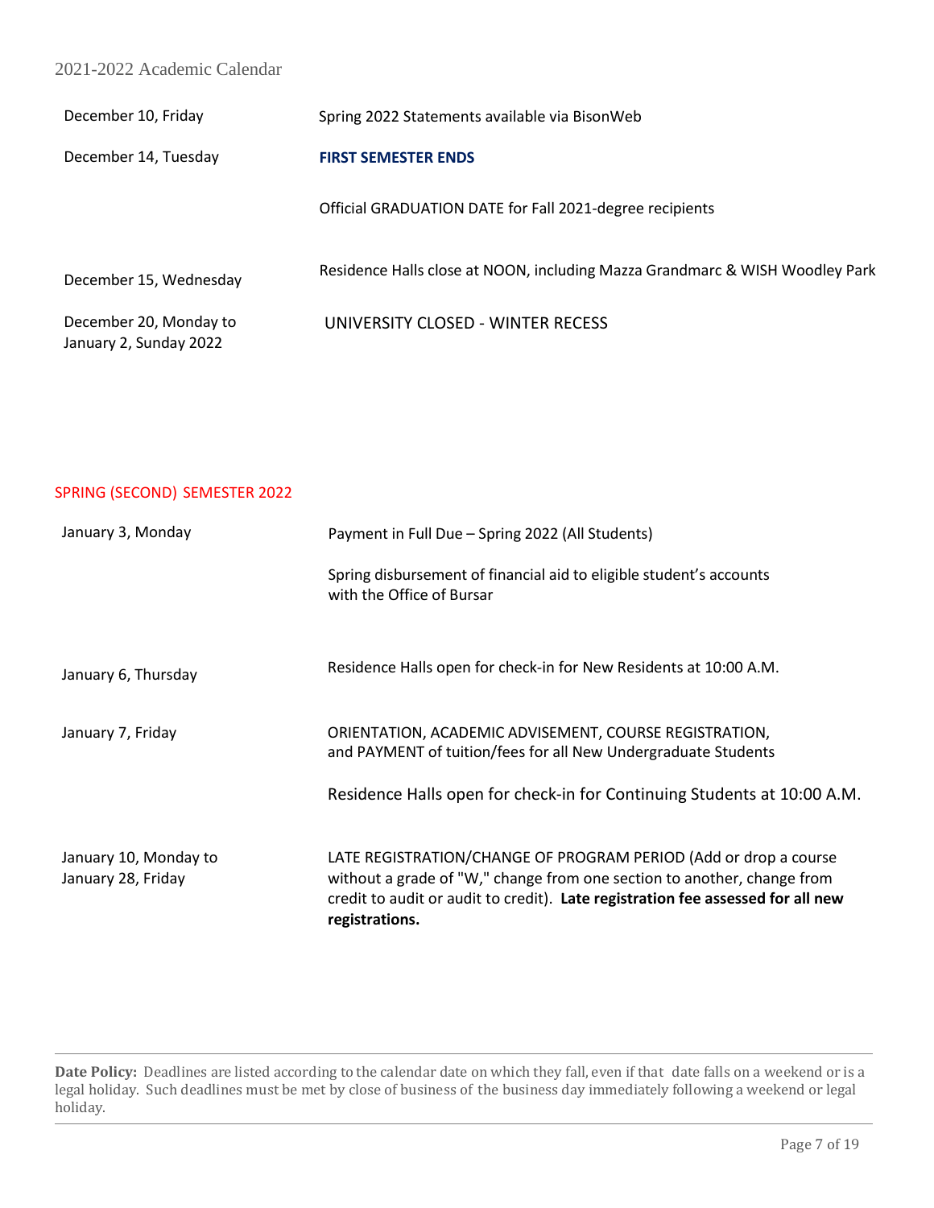| | |
|---|---|
| December 10, Friday | Spring 2022 Statements available via BisonWeb |
| December 14, Tuesday | **FIRST SEMESTER ENDS** |
| | Official GRADUATION DATE for Fall 2021-degree recipients |
| December 15, Wednesday | Residence Halls close at NOON, including Mazza Grandmarc & WISH Woodley Park |
| December 20, Monday to January 2, Sunday 2022 | UNIVERSITY CLOSED - WINTER RECESS |

## SPRING (SECOND) SEMESTER 2022

| | |
|---|---|
| January 3, Monday | Payment in Full Due – Spring 2022 (All Students) |
| | Spring disbursement of financial aid to eligible student's accounts with the Office of Bursar |
| January 6, Thursday | Residence Halls open for check-in for New Residents at 10:00 A.M. |
| January 7, Friday | ORIENTATION, ACADEMIC ADVISEMENT, COURSE REGISTRATION, and PAYMENT of tuition/fees for all New Undergraduate Students |
| | Residence Halls open for check-in for Continuing Students at 10:00 A.M. |
| January 10, Monday to January 28, Friday | LATE REGISTRATION/CHANGE OF PROGRAM PERIOD (Add or drop a course without a grade of "W," change from one section to another, change from credit to audit or audit to credit). **Late registration fee assessed for all new registrations.** |

---

**Date Policy:** Deadlines are listed according to the calendar date on which they fall, even if that date falls on a weekend or is a legal holiday. Such deadlines must be met by close of business of the business day immediately following a weekend or legal holiday.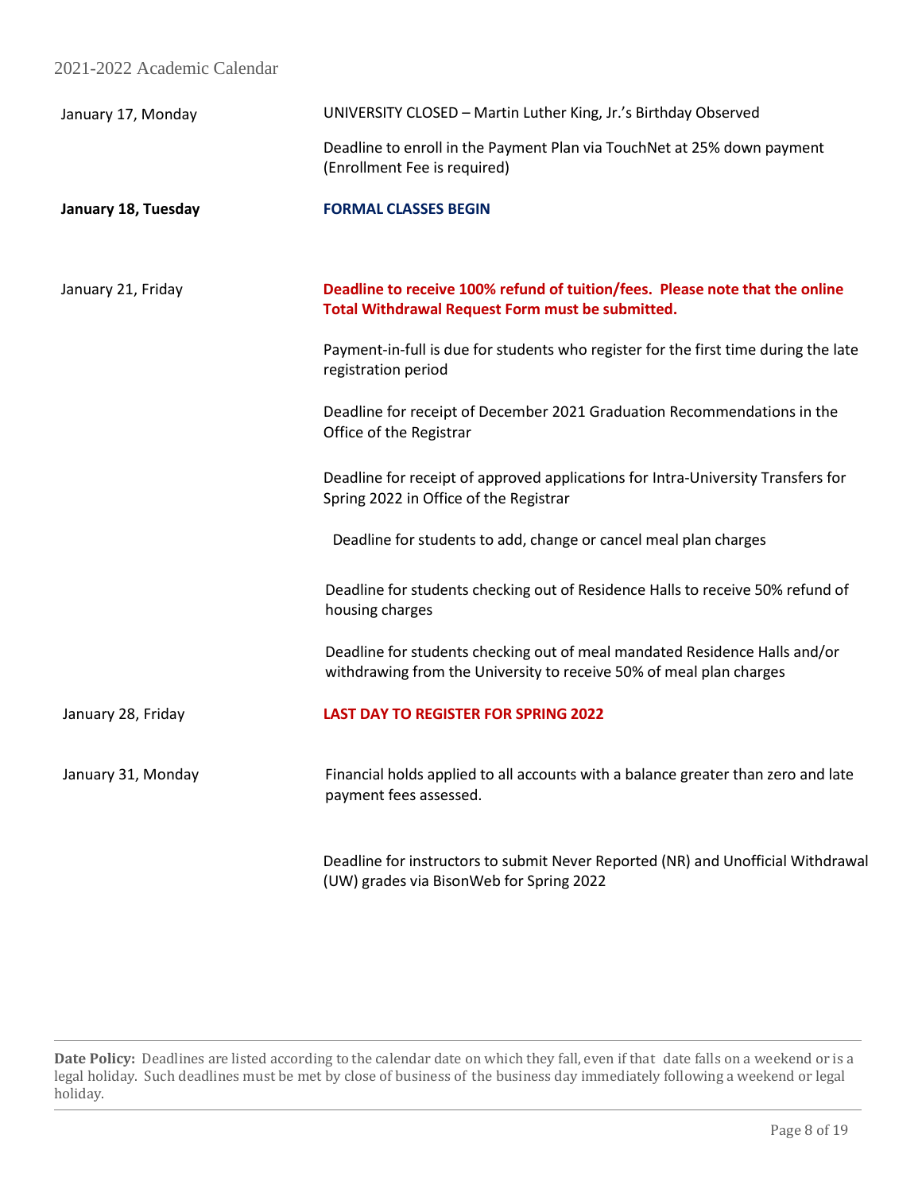| | |
|---|---|
| January 17, Monday | UNIVERSITY CLOSED – Martin Luther King, Jr.'s Birthday Observed |
| | Deadline to enroll in the Payment Plan via TouchNet at 25% down payment (Enrollment Fee is required) |
| **January 18, Tuesday** | **FORMAL CLASSES BEGIN** |
| January 21, Friday | **Deadline to receive 100% refund of tuition/fees. Please note that the online Total Withdrawal Request Form must be submitted.** |
| | Payment-in-full is due for students who register for the first time during the late registration period |
| | Deadline for receipt of December 2021 Graduation Recommendations in the Office of the Registrar |
| | Deadline for receipt of approved applications for Intra-University Transfers for Spring 2022 in Office of the Registrar |
| | Deadline for students to add, change or cancel meal plan charges |
| | Deadline for students checking out of Residence Halls to receive 50% refund of housing charges |
| | Deadline for students checking out of meal mandated Residence Halls and/or withdrawing from the University to receive 50% of meal plan charges |
| January 28, Friday | **LAST DAY TO REGISTER FOR SPRING 2022** |
| January 31, Monday | Financial holds applied to all accounts with a balance greater than zero and late payment fees assessed. |
| | Deadline for instructors to submit Never Reported (NR) and Unofficial Withdrawal (UW) grades via BisonWeb for Spring 2022 |

---

**Date Policy:** Deadlines are listed according to the calendar date on which they fall, even if that date falls on a weekend or is a legal holiday. Such deadlines must be met by close of business of the business day immediately following a weekend or legal holiday.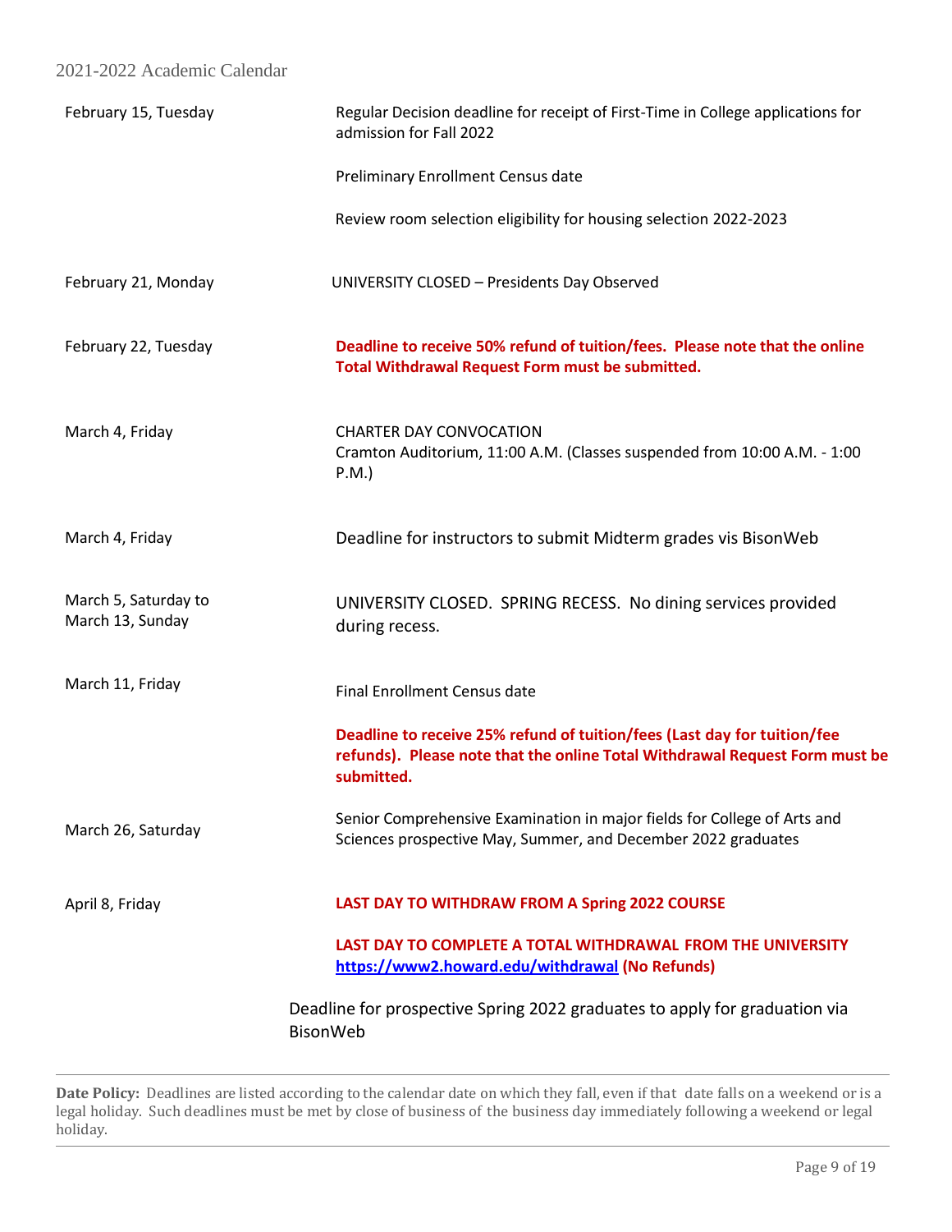| Date | Event |
|---|---|
| February 15, Tuesday | Regular Decision deadline for receipt of First-Time in College applications for admission for Fall 2022 |
| | Preliminary Enrollment Census date |
| | Review room selection eligibility for housing selection 2022-2023 |
| February 21, Monday | UNIVERSITY CLOSED – Presidents Day Observed |
| February 22, Tuesday | **Deadline to receive 50% refund of tuition/fees. Please note that the online Total Withdrawal Request Form must be submitted.** |
| March 4, Friday | CHARTER DAY CONVOCATION<br>Cramton Auditorium, 11:00 A.M. (Classes suspended from 10:00 A.M. - 1:00 P.M.) |
| March 4, Friday | Deadline for instructors to submit Midterm grades vis BisonWeb |
| March 5, Saturday to March 13, Sunday | UNIVERSITY CLOSED. SPRING RECESS. No dining services provided during recess. |
| March 11, Friday | Final Enrollment Census date |
| | **Deadline to receive 25% refund of tuition/fees (Last day for tuition/fee refunds). Please note that the online Total Withdrawal Request Form must be submitted.** |
| March 26, Saturday | Senior Comprehensive Examination in major fields for College of Arts and Sciences prospective May, Summer, and December 2022 graduates |
| April 8, Friday | **LAST DAY TO WITHDRAW FROM A Spring 2022 COURSE** |
| | **LAST DAY TO COMPLETE A TOTAL WITHDRAWAL FROM THE UNIVERSITY [https://www2.howard.edu/withdrawal](https://www2.howard.edu/withdrawal) (No Refunds)** |
| | Deadline for prospective Spring 2022 graduates to apply for graduation via BisonWeb |

**Date Policy:** Deadlines are listed according to the calendar date on which they fall, even if that date falls on a weekend or is a legal holiday. Such deadlines must be met by close of business of the business day immediately following a weekend or legal holiday.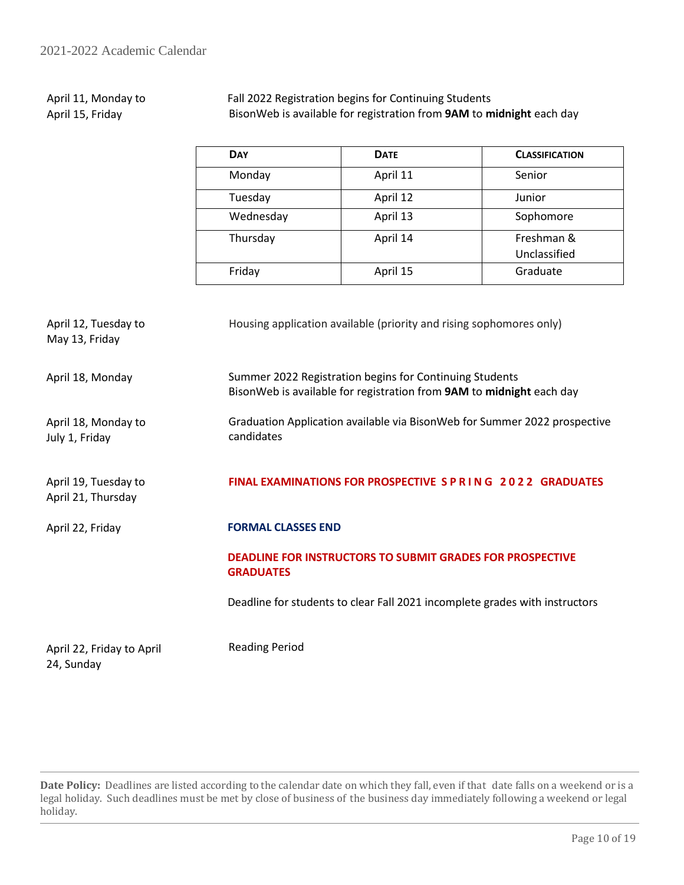April 11, Monday to April 15, Friday — Fall 2022 Registration begins for Continuing Students
BisonWeb is available for registration from **9AM** to **midnight** each day

| Day | Date | Classification |
|---|---|---|
| Monday | April 11 | Senior |
| Tuesday | April 12 | Junior |
| Wednesday | April 13 | Sophomore |
| Thursday | April 14 | Freshman & Unclassified |
| Friday | April 15 | Graduate |

April 12, Tuesday to May 13, Friday — Housing application available (priority and rising sophomores only)

April 18, Monday — Summer 2022 Registration begins for Continuing Students
BisonWeb is available for registration from **9AM** to **midnight** each day

April 18, Monday to July 1, Friday — Graduation Application available via BisonWeb for Summer 2022 prospective candidates

April 19, Tuesday to April 21, Thursday — **FINAL EXAMINATIONS FOR PROSPECTIVE SPRING 2022 GRADUATES**

April 22, Friday — **FORMAL CLASSES END**

**DEADLINE FOR INSTRUCTORS TO SUBMIT GRADES FOR PROSPECTIVE GRADUATES**

Deadline for students to clear Fall 2021 incomplete grades with instructors

April 22, Friday to April 24, Sunday — Reading Period

---

**Date Policy:** Deadlines are listed according to the calendar date on which they fall, even if that date falls on a weekend or is a legal holiday. Such deadlines must be met by close of business of the business day immediately following a weekend or legal holiday.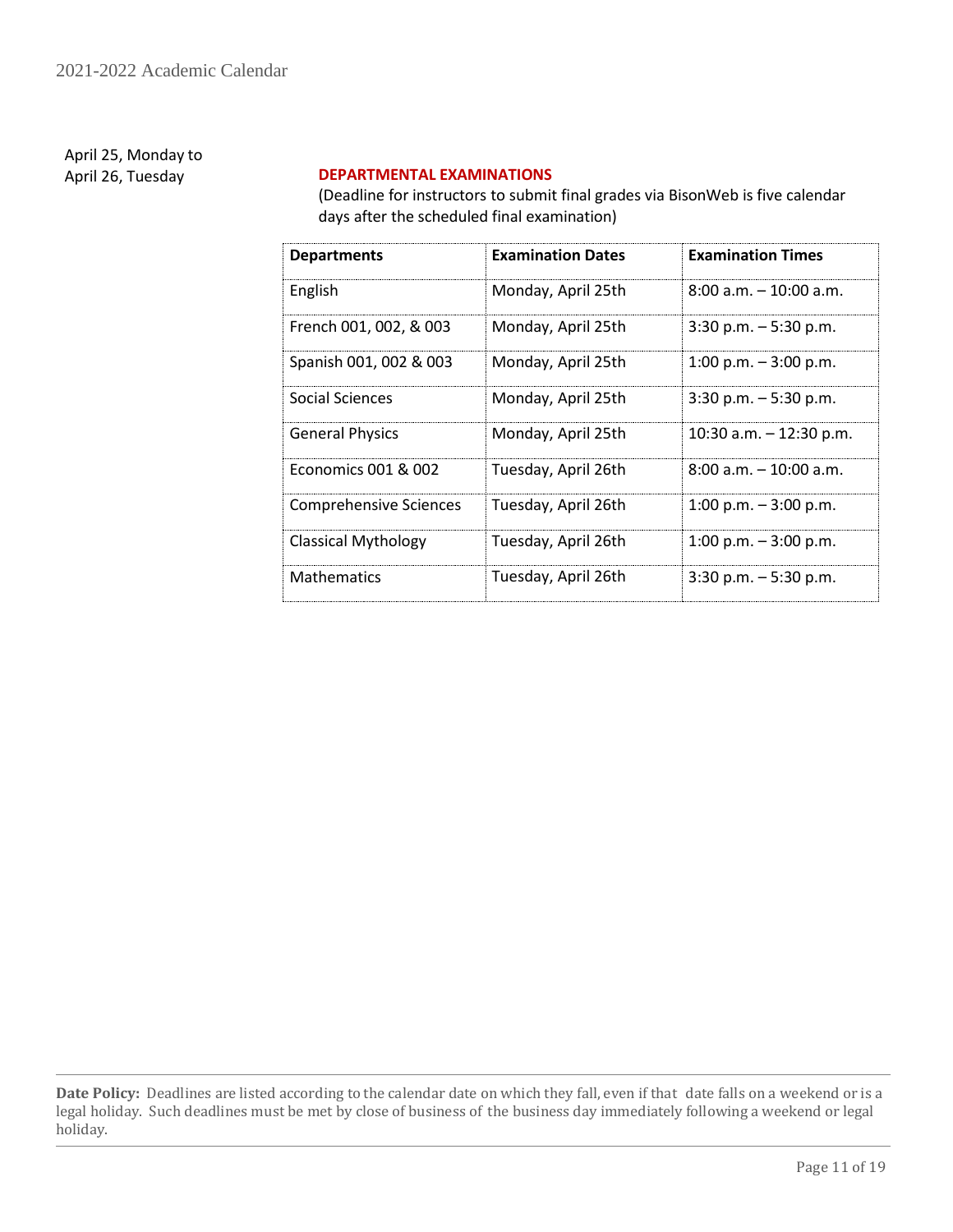April 25, Monday to
April 26, Tuesday

**DEPARTMENTAL EXAMINATIONS**

(Deadline for instructors to submit final grades via BisonWeb is five calendar days after the scheduled final examination)

| Departments | Examination Dates | Examination Times |
|---|---|---|
| English | Monday, April 25th | 8:00 a.m. – 10:00 a.m. |
| French 001, 002, & 003 | Monday, April 25th | 3:30 p.m. – 5:30 p.m. |
| Spanish 001, 002 & 003 | Monday, April 25th | 1:00 p.m. – 3:00 p.m. |
| Social Sciences | Monday, April 25th | 3:30 p.m. – 5:30 p.m. |
| General Physics | Monday, April 25th | 10:30 a.m. – 12:30 p.m. |
| Economics 001 & 002 | Tuesday, April 26th | 8:00 a.m. – 10:00 a.m. |
| Comprehensive Sciences | Tuesday, April 26th | 1:00 p.m. – 3:00 p.m. |
| Classical Mythology | Tuesday, April 26th | 1:00 p.m. – 3:00 p.m. |
| Mathematics | Tuesday, April 26th | 3:30 p.m. – 5:30 p.m. |

**Date Policy:** Deadlines are listed according to the calendar date on which they fall, even if that date falls on a weekend or is a legal holiday. Such deadlines must be met by close of business of the business day immediately following a weekend or legal holiday.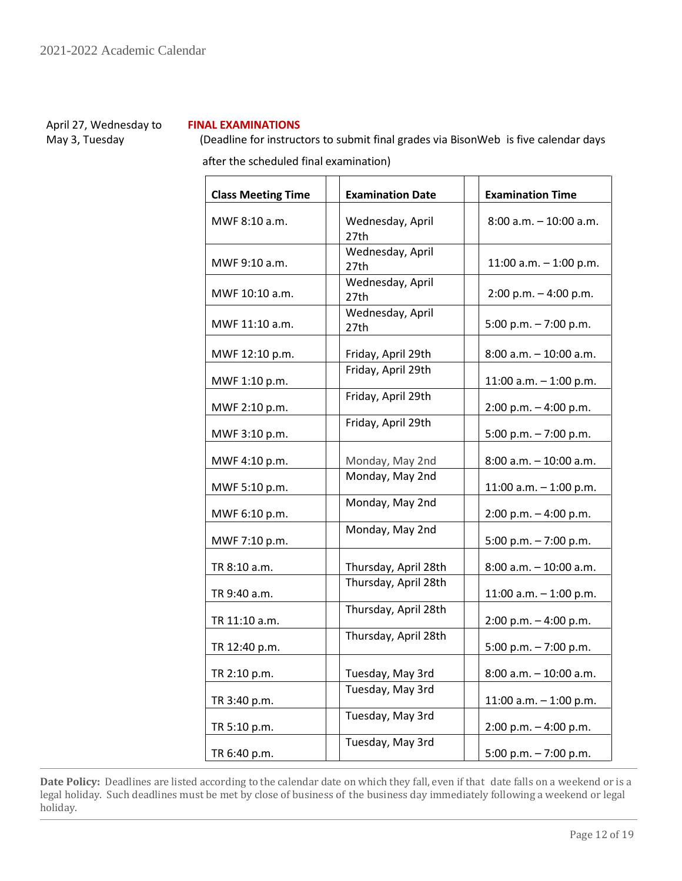April 27, Wednesday to May 3, Tuesday

**FINAL EXAMINATIONS**

(Deadline for instructors to submit final grades via BisonWeb is five calendar days after the scheduled final examination)

| Class Meeting Time | Examination Date | Examination Time |
|---|---|---|
| MWF 8:10 a.m. | Wednesday, April 27th | 8:00 a.m. – 10:00 a.m. |
| MWF 9:10 a.m. | Wednesday, April 27th | 11:00 a.m. – 1:00 p.m. |
| MWF 10:10 a.m. | Wednesday, April 27th | 2:00 p.m. – 4:00 p.m. |
| MWF 11:10 a.m. | Wednesday, April 27th | 5:00 p.m. – 7:00 p.m. |
| MWF 12:10 p.m. | Friday, April 29th | 8:00 a.m. – 10:00 a.m. |
| MWF 1:10 p.m. | Friday, April 29th | 11:00 a.m. – 1:00 p.m. |
| MWF 2:10 p.m. | Friday, April 29th | 2:00 p.m. – 4:00 p.m. |
| MWF 3:10 p.m. | Friday, April 29th | 5:00 p.m. – 7:00 p.m. |
| MWF 4:10 p.m. | Monday, May 2nd | 8:00 a.m. – 10:00 a.m. |
| MWF 5:10 p.m. | Monday, May 2nd | 11:00 a.m. – 1:00 p.m. |
| MWF 6:10 p.m. | Monday, May 2nd | 2:00 p.m. – 4:00 p.m. |
| MWF 7:10 p.m. | Monday, May 2nd | 5:00 p.m. – 7:00 p.m. |
| TR 8:10 a.m. | Thursday, April 28th | 8:00 a.m. – 10:00 a.m. |
| TR 9:40 a.m. | Thursday, April 28th | 11:00 a.m. – 1:00 p.m. |
| TR 11:10 a.m. | Thursday, April 28th | 2:00 p.m. – 4:00 p.m. |
| TR 12:40 p.m. | Thursday, April 28th | 5:00 p.m. – 7:00 p.m. |
| TR 2:10 p.m. | Tuesday, May 3rd | 8:00 a.m. – 10:00 a.m. |
| TR 3:40 p.m. | Tuesday, May 3rd | 11:00 a.m. – 1:00 p.m. |
| TR 5:10 p.m. | Tuesday, May 3rd | 2:00 p.m. – 4:00 p.m. |
| TR 6:40 p.m. | Tuesday, May 3rd | 5:00 p.m. – 7:00 p.m. |

**Date Policy:** Deadlines are listed according to the calendar date on which they fall, even if that date falls on a weekend or is a legal holiday. Such deadlines must be met by close of business of the business day immediately following a weekend or legal holiday.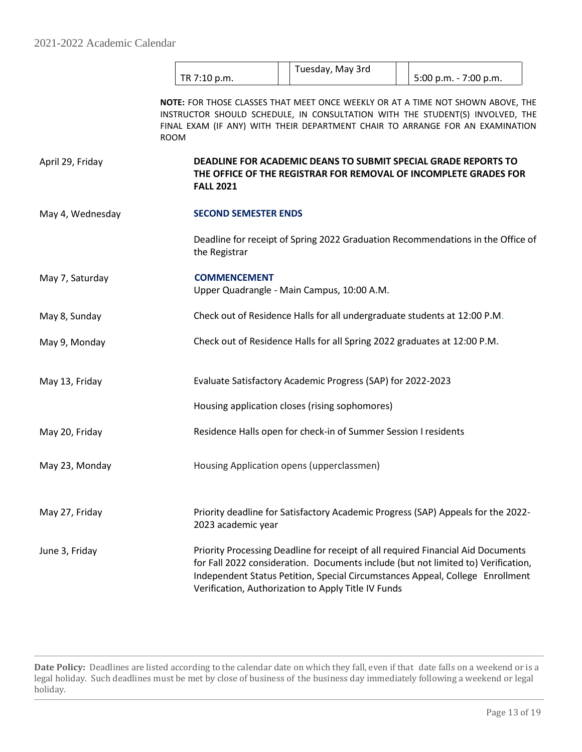| TR 7:10 p.m. | | Tuesday, May 3rd | | 5:00 p.m. - 7:00 p.m. |
|---|---|---|---|---|

**NOTE:** FOR THOSE CLASSES THAT MEET ONCE WEEKLY OR AT A TIME NOT SHOWN ABOVE, THE INSTRUCTOR SHOULD SCHEDULE, IN CONSULTATION WITH THE STUDENT(S) INVOLVED, THE FINAL EXAM (IF ANY) WITH THEIR DEPARTMENT CHAIR TO ARRANGE FOR AN EXAMINATION ROOM

| | |
|---|---|
| April 29, Friday | **DEADLINE FOR ACADEMIC DEANS TO SUBMIT SPECIAL GRADE REPORTS TO THE OFFICE OF THE REGISTRAR FOR REMOVAL OF INCOMPLETE GRADES FOR FALL 2021** |
| May 4, Wednesday | **SECOND SEMESTER ENDS** |
| | Deadline for receipt of Spring 2022 Graduation Recommendations in the Office of the Registrar |
| May 7, Saturday | **COMMENCEMENT** Upper Quadrangle - Main Campus, 10:00 A.M. |
| May 8, Sunday | Check out of Residence Halls for all undergraduate students at 12:00 P.M. |
| May 9, Monday | Check out of Residence Halls for all Spring 2022 graduates at 12:00 P.M. |
| May 13, Friday | Evaluate Satisfactory Academic Progress (SAP) for 2022-2023 |
| | Housing application closes (rising sophomores) |
| May 20, Friday | Residence Halls open for check-in of Summer Session I residents |
| May 23, Monday | Housing Application opens (upperclassmen) |
| May 27, Friday | Priority deadline for Satisfactory Academic Progress (SAP) Appeals for the 2022-2023 academic year |
| June 3, Friday | Priority Processing Deadline for receipt of all required Financial Aid Documents for Fall 2022 consideration. Documents include (but not limited to) Verification, Independent Status Petition, Special Circumstances Appeal, College Enrollment Verification, Authorization to Apply Title IV Funds |

**Date Policy:** Deadlines are listed according to the calendar date on which they fall, even if that date falls on a weekend or is a legal holiday. Such deadlines must be met by close of business of the business day immediately following a weekend or legal holiday.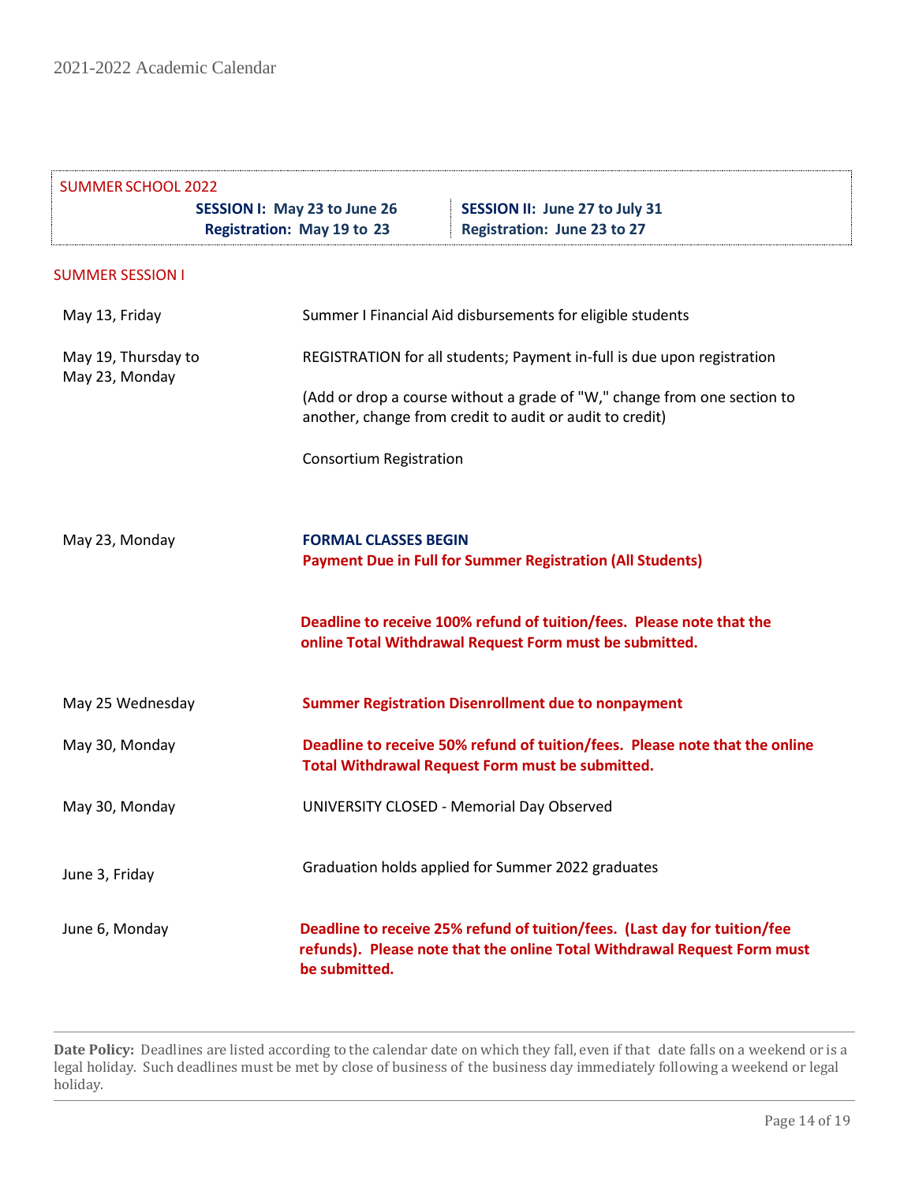2021-2022 Academic Calendar

## SUMMER SCHOOL 2022

| SESSION I: May 23 to June 26 | SESSION II: June 27 to July 31 |
|---|---|
| Registration: May 19 to 23 | Registration: June 23 to 27 |

### SUMMER SESSION I

| Date | Event |
|---|---|
| May 13, Friday | Summer I Financial Aid disbursements for eligible students |
| May 19, Thursday to May 23, Monday | REGISTRATION for all students; Payment in-full is due upon registration<br><br>(Add or drop a course without a grade of "W," change from one section to another, change from credit to audit or audit to credit)<br><br>Consortium Registration |
| May 23, Monday | **FORMAL CLASSES BEGIN**<br>**Payment Due in Full for Summer Registration (All Students)**<br><br>**Deadline to receive 100% refund of tuition/fees. Please note that the online Total Withdrawal Request Form must be submitted.** |
| May 25 Wednesday | **Summer Registration Disenrollment due to nonpayment** |
| May 30, Monday | **Deadline to receive 50% refund of tuition/fees. Please note that the online Total Withdrawal Request Form must be submitted.** |
| May 30, Monday | UNIVERSITY CLOSED - Memorial Day Observed |
| June 3, Friday | Graduation holds applied for Summer 2022 graduates |
| June 6, Monday | **Deadline to receive 25% refund of tuition/fees. (Last day for tuition/fee refunds). Please note that the online Total Withdrawal Request Form must be submitted.** |

**Date Policy:** Deadlines are listed according to the calendar date on which they fall, even if that date falls on a weekend or is a legal holiday. Such deadlines must be met by close of business of the business day immediately following a weekend or legal holiday.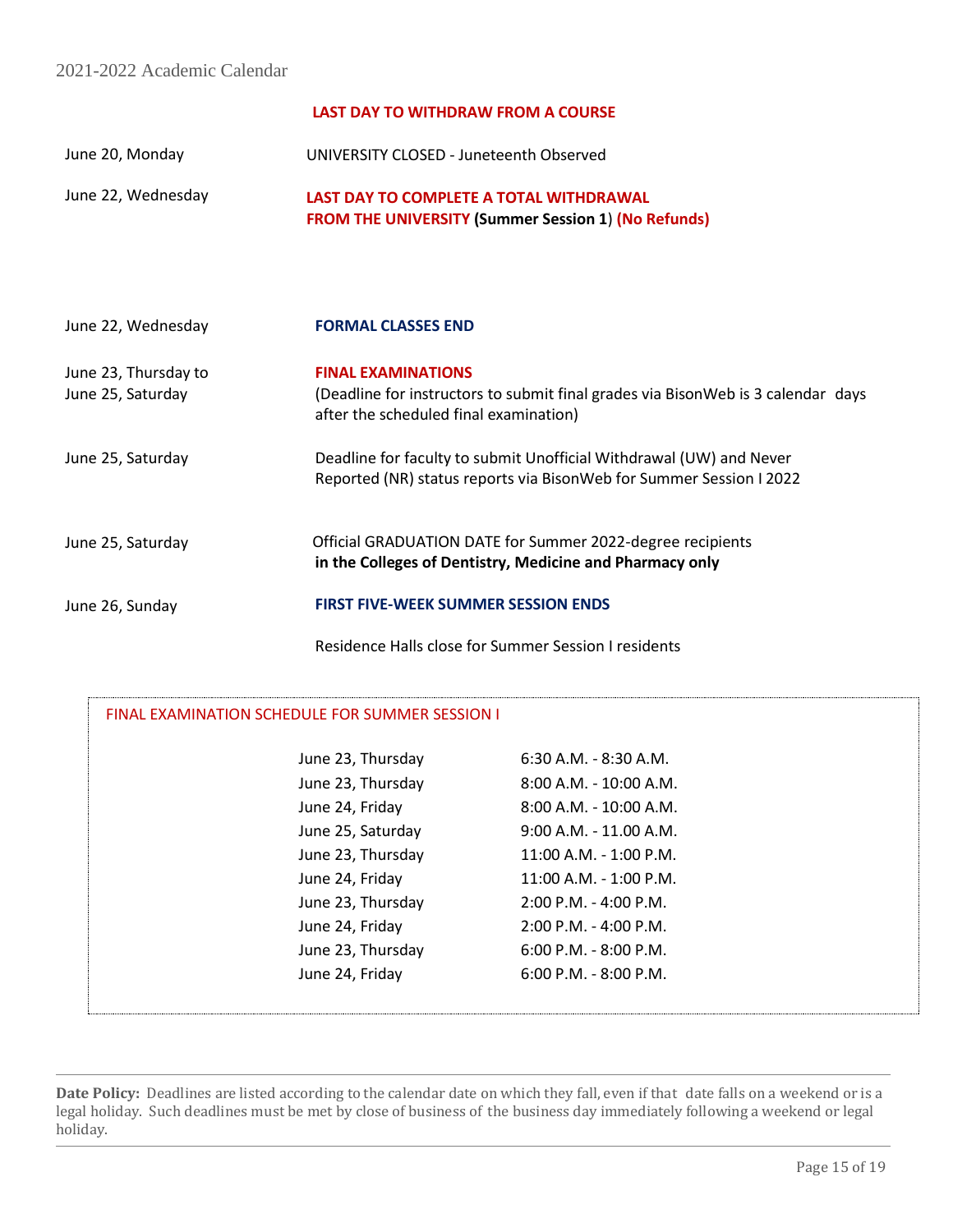**LAST DAY TO WITHDRAW FROM A COURSE**

| | |
|---|---|
| June 20, Monday | UNIVERSITY CLOSED - Juneteenth Observed |
| June 22, Wednesday | **LAST DAY TO COMPLETE A TOTAL WITHDRAWAL FROM THE UNIVERSITY (Summer Session 1) (No Refunds)** |
| June 22, Wednesday | **FORMAL CLASSES END** |
| June 23, Thursday to June 25, Saturday | **FINAL EXAMINATIONS** (Deadline for instructors to submit final grades via BisonWeb is 3 calendar days after the scheduled final examination) |
| June 25, Saturday | Deadline for faculty to submit Unofficial Withdrawal (UW) and Never Reported (NR) status reports via BisonWeb for Summer Session I 2022 |
| June 25, Saturday | Official GRADUATION DATE for Summer 2022-degree recipients **in the Colleges of Dentistry, Medicine and Pharmacy only** |
| June 26, Sunday | **FIRST FIVE-WEEK SUMMER SESSION ENDS** |
| | Residence Halls close for Summer Session I residents |

**FINAL EXAMINATION SCHEDULE FOR SUMMER SESSION I**

| Date | Time |
|---|---|
| June 23, Thursday | 6:30 A.M. - 8:30 A.M. |
| June 23, Thursday | 8:00 A.M. - 10:00 A.M. |
| June 24, Friday | 8:00 A.M. - 10:00 A.M. |
| June 25, Saturday | 9:00 A.M. - 11.00 A.M. |
| June 23, Thursday | 11:00 A.M. - 1:00 P.M. |
| June 24, Friday | 11:00 A.M. - 1:00 P.M. |
| June 23, Thursday | 2:00 P.M. - 4:00 P.M. |
| June 24, Friday | 2:00 P.M. - 4:00 P.M. |
| June 23, Thursday | 6:00 P.M. - 8:00 P.M. |
| June 24, Friday | 6:00 P.M. - 8:00 P.M. |

**Date Policy:** Deadlines are listed according to the calendar date on which they fall, even if that date falls on a weekend or is a legal holiday. Such deadlines must be met by close of business of the business day immediately following a weekend or legal holiday.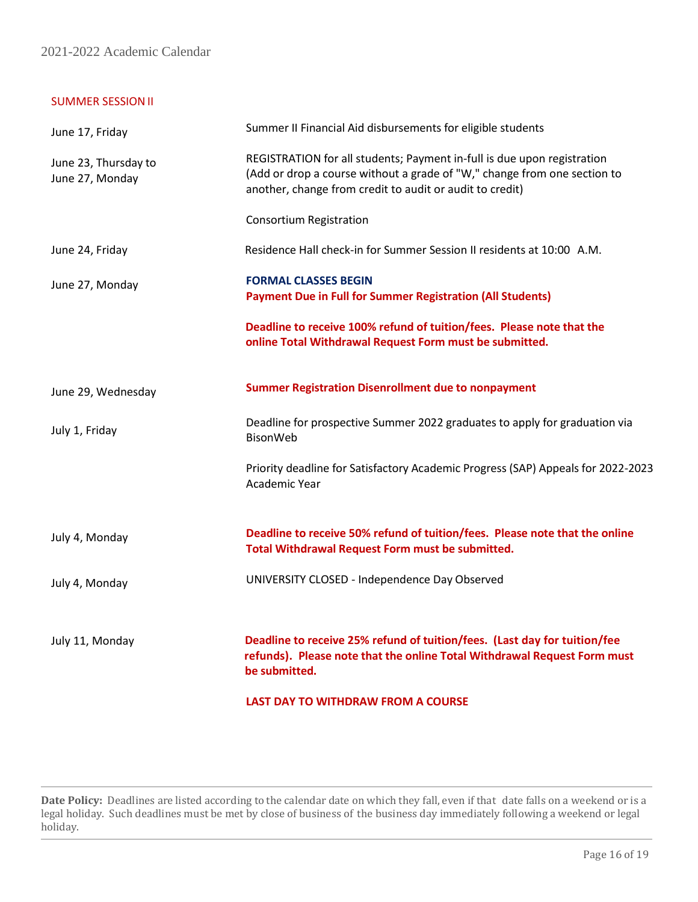## SUMMER SESSION II

| | |
|---|---|
| June 17, Friday | Summer II Financial Aid disbursements for eligible students |
| June 23, Thursday to June 27, Monday | REGISTRATION for all students; Payment in-full is due upon registration (Add or drop a course without a grade of "W," change from one section to another, change from credit to audit or audit to credit) |
| | Consortium Registration |
| June 24, Friday | Residence Hall check-in for Summer Session II residents at 10:00 A.M. |
| June 27, Monday | **FORMAL CLASSES BEGIN** |
| | **Payment Due in Full for Summer Registration (All Students)** |
| | **Deadline to receive 100% refund of tuition/fees. Please note that the online Total Withdrawal Request Form must be submitted.** |
| June 29, Wednesday | **Summer Registration Disenrollment due to nonpayment** |
| July 1, Friday | Deadline for prospective Summer 2022 graduates to apply for graduation via BisonWeb |
| | Priority deadline for Satisfactory Academic Progress (SAP) Appeals for 2022-2023 Academic Year |
| July 4, Monday | **Deadline to receive 50% refund of tuition/fees. Please note that the online Total Withdrawal Request Form must be submitted.** |
| July 4, Monday | UNIVERSITY CLOSED - Independence Day Observed |
| July 11, Monday | **Deadline to receive 25% refund of tuition/fees. (Last day for tuition/fee refunds). Please note that the online Total Withdrawal Request Form must be submitted.** |
| | **LAST DAY TO WITHDRAW FROM A COURSE** |

---

**Date Policy:** Deadlines are listed according to the calendar date on which they fall, even if that date falls on a weekend or is a legal holiday. Such deadlines must be met by close of business of the business day immediately following a weekend or legal holiday.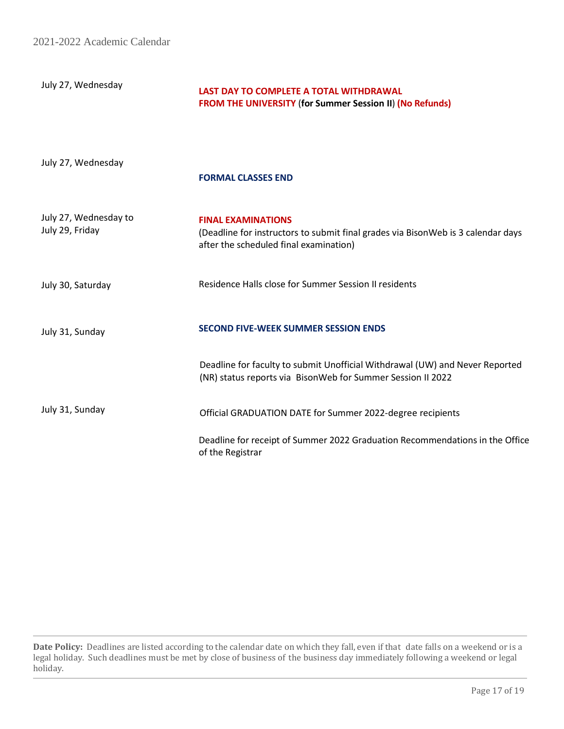| Date | Event |
| --- | --- |
| July 27, Wednesday | **LAST DAY TO COMPLETE A TOTAL WITHDRAWAL FROM THE UNIVERSITY (for Summer Session II) (No Refunds)** |
| July 27, Wednesday | **FORMAL CLASSES END** |
| July 27, Wednesday to July 29, Friday | **FINAL EXAMINATIONS** (Deadline for instructors to submit final grades via BisonWeb is 3 calendar days after the scheduled final examination) |
| July 30, Saturday | Residence Halls close for Summer Session II residents |
| July 31, Sunday | **SECOND FIVE-WEEK SUMMER SESSION ENDS** |
| | Deadline for faculty to submit Unofficial Withdrawal (UW) and Never Reported (NR) status reports via BisonWeb for Summer Session II 2022 |
| July 31, Sunday | Official GRADUATION DATE for Summer 2022-degree recipients |
| | Deadline for receipt of Summer 2022 Graduation Recommendations in the Office of the Registrar |

**Date Policy:** Deadlines are listed according to the calendar date on which they fall, even if that date falls on a weekend or is a legal holiday. Such deadlines must be met by close of business of the business day immediately following a weekend or legal holiday.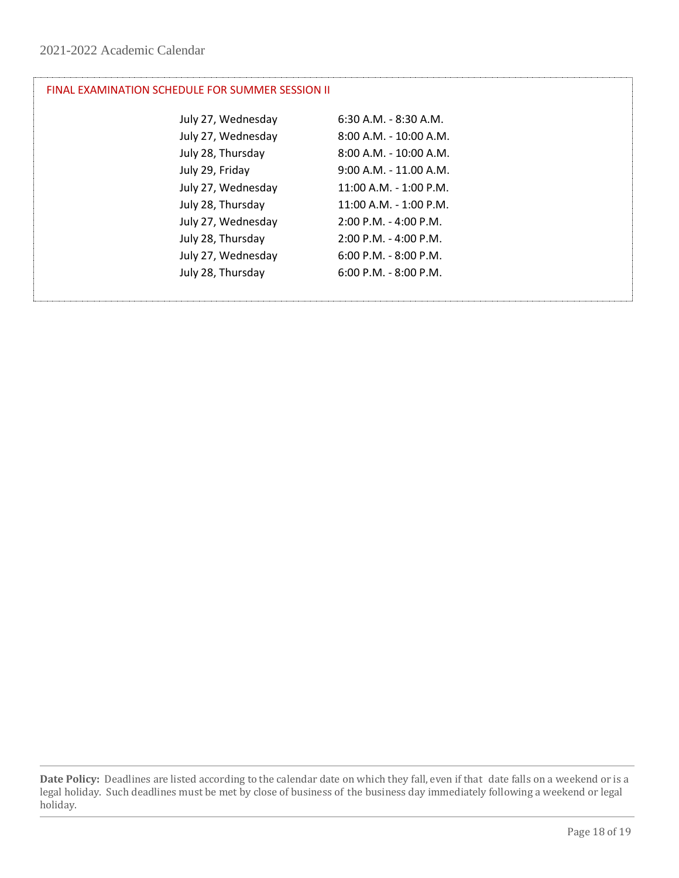## FINAL EXAMINATION SCHEDULE FOR SUMMER SESSION II

| | |
|---|---|
| July 27, Wednesday | 6:30 A.M. - 8:30 A.M. |
| July 27, Wednesday | 8:00 A.M. - 10:00 A.M. |
| July 28, Thursday | 8:00 A.M. - 10:00 A.M. |
| July 29, Friday | 9:00 A.M. - 11.00 A.M. |
| July 27, Wednesday | 11:00 A.M. - 1:00 P.M. |
| July 28, Thursday | 11:00 A.M. - 1:00 P.M. |
| July 27, Wednesday | 2:00 P.M. - 4:00 P.M. |
| July 28, Thursday | 2:00 P.M. - 4:00 P.M. |
| July 27, Wednesday | 6:00 P.M. - 8:00 P.M. |
| July 28, Thursday | 6:00 P.M. - 8:00 P.M. |

**Date Policy:** Deadlines are listed according to the calendar date on which they fall, even if that date falls on a weekend or is a legal holiday. Such deadlines must be met by close of business of the business day immediately following a weekend or legal holiday.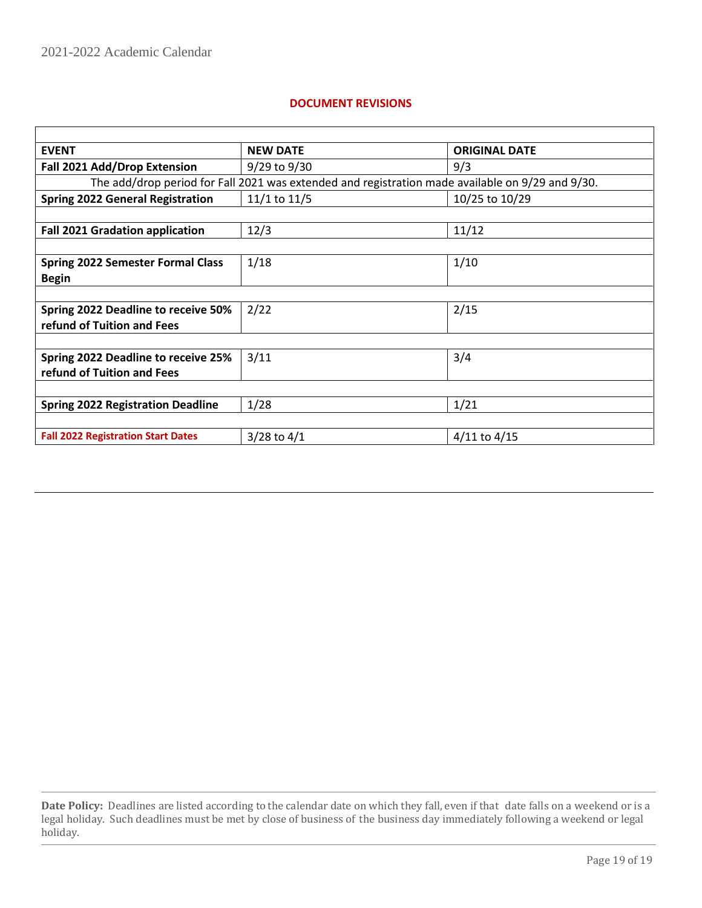2021-2022 Academic Calendar

## DOCUMENT REVISIONS

| EVENT | NEW DATE | ORIGINAL DATE |
|---|---|---|
| **Fall 2021 Add/Drop Extension** | 9/29 to 9/30 | 9/3 |
| The add/drop period for Fall 2021 was extended and registration made available on 9/29 and 9/30. | | |
| **Spring 2022 General Registration** | 11/1 to 11/5 | 10/25 to 10/29 |
| | | |
| **Fall 2021 Gradation application** | 12/3 | 11/12 |
| | | |
| **Spring 2022 Semester Formal Class Begin** | 1/18 | 1/10 |
| | | |
| **Spring 2022 Deadline to receive 50% refund of Tuition and Fees** | 2/22 | 2/15 |
| | | |
| **Spring 2022 Deadline to receive 25% refund of Tuition and Fees** | 3/11 | 3/4 |
| | | |
| **Spring 2022 Registration Deadline** | 1/28 | 1/21 |
| | | |
| **Fall 2022 Registration Start Dates** | 3/28 to 4/1 | 4/11 to 4/15 |

**Date Policy:** Deadlines are listed according to the calendar date on which they fall, even if that date falls on a weekend or is a legal holiday. Such deadlines must be met by close of business of the business day immediately following a weekend or legal holiday.